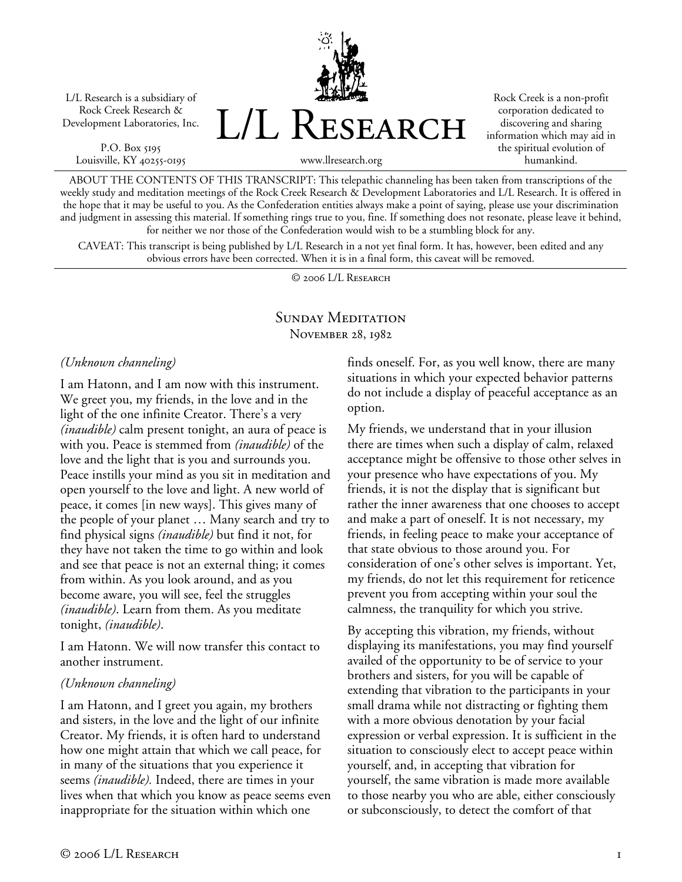L/L Research is a subsidiary of Rock Creek Research & Development Laboratories, Inc.

P.O. Box 5195
Louisville, KY 40255-0195

# L/L Research

www.llresearch.org

Rock Creek is a non-profit corporation dedicated to discovering and sharing information which may aid in the spiritual evolution of humankind.

ABOUT THE CONTENTS OF THIS TRANSCRIPT: This telepathic channeling has been taken from transcriptions of the weekly study and meditation meetings of the Rock Creek Research & Development Laboratories and L/L Research. It is offered in the hope that it may be useful to you. As the Confederation entities always make a point of saying, please use your discrimination and judgment in assessing this material. If something rings true to you, fine. If something does not resonate, please leave it behind, for neither we nor those of the Confederation would wish to be a stumbling block for any.

CAVEAT: This transcript is being published by L/L Research in a not yet final form. It has, however, been edited and any obvious errors have been corrected. When it is in a final form, this caveat will be removed.

© 2006 L/L Research

## Sunday Meditation
November 28, 1982

*(Unknown channeling)*

I am Hatonn, and I am now with this instrument. We greet you, my friends, in the love and in the light of the one infinite Creator. There's a very *(inaudible)* calm present tonight, an aura of peace is with you. Peace is stemmed from *(inaudible)* of the love and the light that is you and surrounds you. Peace instills your mind as you sit in meditation and open yourself to the love and light. A new world of peace, it comes [in new ways]. This gives many of the people of your planet … Many search and try to find physical signs *(inaudible)* but find it not, for they have not taken the time to go within and look and see that peace is not an external thing; it comes from within. As you look around, and as you become aware, you will see, feel the struggles *(inaudible)*. Learn from them. As you meditate tonight, *(inaudible)*.

I am Hatonn. We will now transfer this contact to another instrument.

*(Unknown channeling)*

I am Hatonn, and I greet you again, my brothers and sisters, in the love and the light of our infinite Creator. My friends, it is often hard to understand how one might attain that which we call peace, for in many of the situations that you experience it seems *(inaudible).* Indeed, there are times in your lives when that which you know as peace seems even inappropriate for the situation within which one finds oneself. For, as you well know, there are many situations in which your expected behavior patterns do not include a display of peaceful acceptance as an option.

My friends, we understand that in your illusion there are times when such a display of calm, relaxed acceptance might be offensive to those other selves in your presence who have expectations of you. My friends, it is not the display that is significant but rather the inner awareness that one chooses to accept and make a part of oneself. It is not necessary, my friends, in feeling peace to make your acceptance of that state obvious to those around you. For consideration of one's other selves is important. Yet, my friends, do not let this requirement for reticence prevent you from accepting within your soul the calmness, the tranquility for which you strive.

By accepting this vibration, my friends, without displaying its manifestations, you may find yourself availed of the opportunity to be of service to your brothers and sisters, for you will be capable of extending that vibration to the participants in your small drama while not distracting or fighting them with a more obvious denotation by your facial expression or verbal expression. It is sufficient in the situation to consciously elect to accept peace within yourself, and, in accepting that vibration for yourself, the same vibration is made more available to those nearby you who are able, either consciously or subconsciously, to detect the comfort of that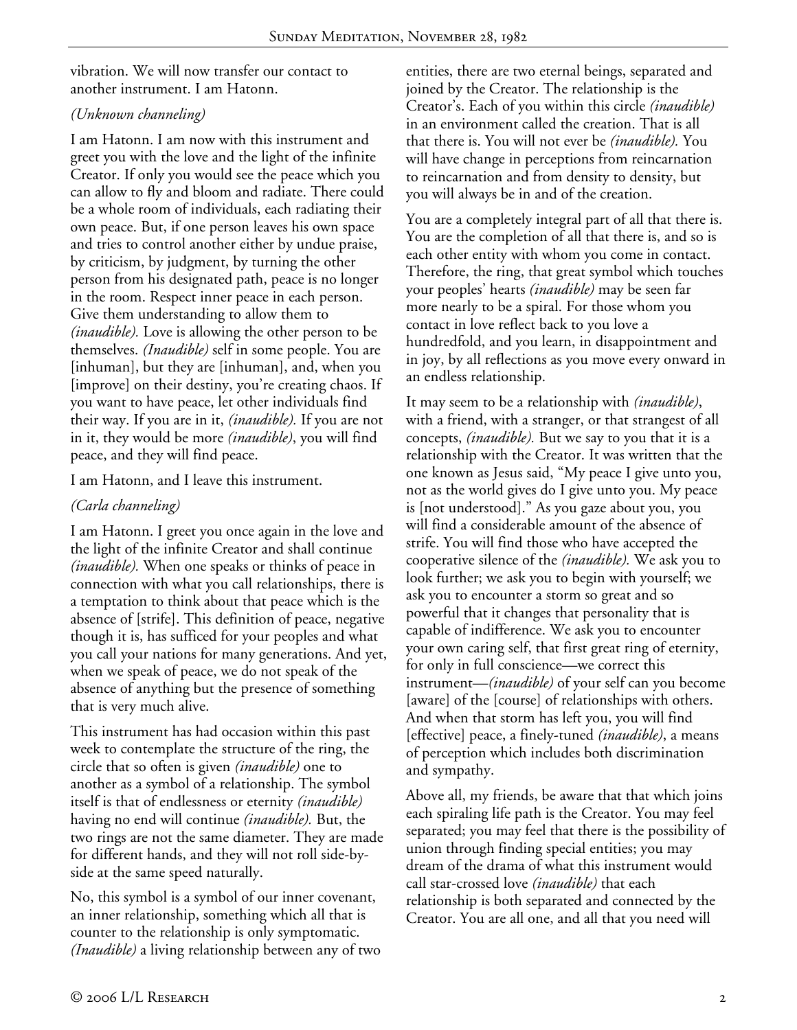vibration. We will now transfer our contact to another instrument. I am Hatonn.

*(Unknown channeling)*

I am Hatonn. I am now with this instrument and greet you with the love and the light of the infinite Creator. If only you would see the peace which you can allow to fly and bloom and radiate. There could be a whole room of individuals, each radiating their own peace. But, if one person leaves his own space and tries to control another either by undue praise, by criticism, by judgment, by turning the other person from his designated path, peace is no longer in the room. Respect inner peace in each person. Give them understanding to allow them to *(inaudible).* Love is allowing the other person to be themselves. *(Inaudible)* self in some people. You are [inhuman], but they are [inhuman], and, when you [improve] on their destiny, you're creating chaos. If you want to have peace, let other individuals find their way. If you are in it, *(inaudible).* If you are not in it, they would be more *(inaudible)*, you will find peace, and they will find peace.

I am Hatonn, and I leave this instrument.

*(Carla channeling)*

I am Hatonn. I greet you once again in the love and the light of the infinite Creator and shall continue *(inaudible).* When one speaks or thinks of peace in connection with what you call relationships, there is a temptation to think about that peace which is the absence of [strife]. This definition of peace, negative though it is, has sufficed for your peoples and what you call your nations for many generations. And yet, when we speak of peace, we do not speak of the absence of anything but the presence of something that is very much alive.

This instrument has had occasion within this past week to contemplate the structure of the ring, the circle that so often is given *(inaudible)* one to another as a symbol of a relationship. The symbol itself is that of endlessness or eternity *(inaudible)* having no end will continue *(inaudible).* But, the two rings are not the same diameter. They are made for different hands, and they will not roll side-by-side at the same speed naturally.

No, this symbol is a symbol of our inner covenant, an inner relationship, something which all that is counter to the relationship is only symptomatic. *(Inaudible)* a living relationship between any of two entities, there are two eternal beings, separated and joined by the Creator. The relationship is the Creator's. Each of you within this circle *(inaudible)* in an environment called the creation. That is all that there is. You will not ever be *(inaudible).* You will have change in perceptions from reincarnation to reincarnation and from density to density, but you will always be in and of the creation.

You are a completely integral part of all that there is. You are the completion of all that there is, and so is each other entity with whom you come in contact. Therefore, the ring, that great symbol which touches your peoples' hearts *(inaudible)* may be seen far more nearly to be a spiral. For those whom you contact in love reflect back to you love a hundredfold, and you learn, in disappointment and in joy, by all reflections as you move every onward in an endless relationship.

It may seem to be a relationship with *(inaudible)*, with a friend, with a stranger, or that strangest of all concepts, *(inaudible).* But we say to you that it is a relationship with the Creator. It was written that the one known as Jesus said, "My peace I give unto you, not as the world gives do I give unto you. My peace is [not understood]." As you gaze about you, you will find a considerable amount of the absence of strife. You will find those who have accepted the cooperative silence of the *(inaudible).* We ask you to look further; we ask you to begin with yourself; we ask you to encounter a storm so great and so powerful that it changes that personality that is capable of indifference. We ask you to encounter your own caring self, that first great ring of eternity, for only in full conscience—we correct this instrument—*(inaudible)* of your self can you become [aware] of the [course] of relationships with others. And when that storm has left you, you will find [effective] peace, a finely-tuned *(inaudible)*, a means of perception which includes both discrimination and sympathy.

Above all, my friends, be aware that that which joins each spiraling life path is the Creator. You may feel separated; you may feel that there is the possibility of union through finding special entities; you may dream of the drama of what this instrument would call star-crossed love *(inaudible)* that each relationship is both separated and connected by the Creator. You are all one, and all that you need will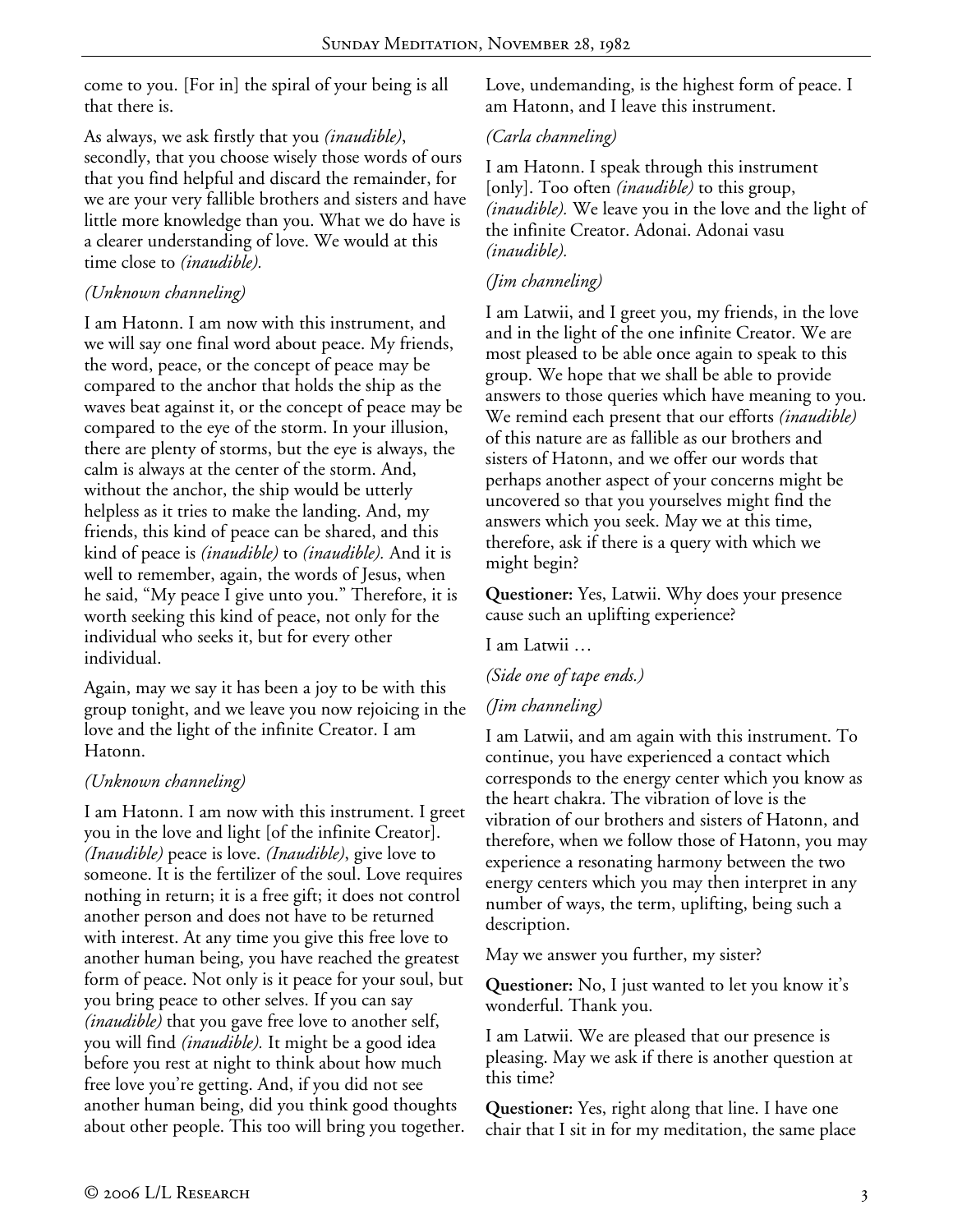come to you. [For in] the spiral of your being is all that there is.

As always, we ask firstly that you *(inaudible)*, secondly, that you choose wisely those words of ours that you find helpful and discard the remainder, for we are your very fallible brothers and sisters and have little more knowledge than you. What we do have is a clearer understanding of love. We would at this time close to *(inaudible).*

*(Unknown channeling)*

I am Hatonn. I am now with this instrument, and we will say one final word about peace. My friends, the word, peace, or the concept of peace may be compared to the anchor that holds the ship as the waves beat against it, or the concept of peace may be compared to the eye of the storm. In your illusion, there are plenty of storms, but the eye is always, the calm is always at the center of the storm. And, without the anchor, the ship would be utterly helpless as it tries to make the landing. And, my friends, this kind of peace can be shared, and this kind of peace is *(inaudible)* to *(inaudible).* And it is well to remember, again, the words of Jesus, when he said, "My peace I give unto you." Therefore, it is worth seeking this kind of peace, not only for the individual who seeks it, but for every other individual.

Again, may we say it has been a joy to be with this group tonight, and we leave you now rejoicing in the love and the light of the infinite Creator. I am Hatonn.

*(Unknown channeling)*

I am Hatonn. I am now with this instrument. I greet you in the love and light [of the infinite Creator]. *(Inaudible)* peace is love. *(Inaudible)*, give love to someone. It is the fertilizer of the soul. Love requires nothing in return; it is a free gift; it does not control another person and does not have to be returned with interest. At any time you give this free love to another human being, you have reached the greatest form of peace. Not only is it peace for your soul, but you bring peace to other selves. If you can say *(inaudible)* that you gave free love to another self, you will find *(inaudible).* It might be a good idea before you rest at night to think about how much free love you're getting. And, if you did not see another human being, did you think good thoughts about other people. This too will bring you together. Love, undemanding, is the highest form of peace. I am Hatonn, and I leave this instrument.

*(Carla channeling)*

I am Hatonn. I speak through this instrument [only]. Too often *(inaudible)* to this group, *(inaudible).* We leave you in the love and the light of the infinite Creator. Adonai. Adonai vasu *(inaudible).*

*(Jim channeling)*

I am Latwii, and I greet you, my friends, in the love and in the light of the one infinite Creator. We are most pleased to be able once again to speak to this group. We hope that we shall be able to provide answers to those queries which have meaning to you. We remind each present that our efforts *(inaudible)* of this nature are as fallible as our brothers and sisters of Hatonn, and we offer our words that perhaps another aspect of your concerns might be uncovered so that you yourselves might find the answers which you seek. May we at this time, therefore, ask if there is a query with which we might begin?

**Questioner:** Yes, Latwii. Why does your presence cause such an uplifting experience?

I am Latwii …

*(Side one of tape ends.)*

*(Jim channeling)*

I am Latwii, and am again with this instrument. To continue, you have experienced a contact which corresponds to the energy center which you know as the heart chakra. The vibration of love is the vibration of our brothers and sisters of Hatonn, and therefore, when we follow those of Hatonn, you may experience a resonating harmony between the two energy centers which you may then interpret in any number of ways, the term, uplifting, being such a description.

May we answer you further, my sister?

**Questioner:** No, I just wanted to let you know it's wonderful. Thank you.

I am Latwii. We are pleased that our presence is pleasing. May we ask if there is another question at this time?

**Questioner:** Yes, right along that line. I have one chair that I sit in for my meditation, the same place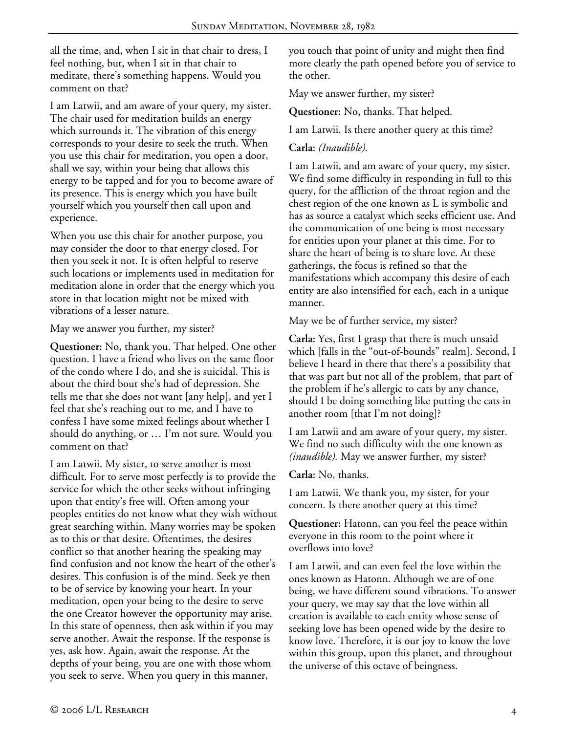all the time, and, when I sit in that chair to dress, I feel nothing, but, when I sit in that chair to meditate, there's something happens. Would you comment on that?

I am Latwii, and am aware of your query, my sister. The chair used for meditation builds an energy which surrounds it. The vibration of this energy corresponds to your desire to seek the truth. When you use this chair for meditation, you open a door, shall we say, within your being that allows this energy to be tapped and for you to become aware of its presence. This is energy which you have built yourself which you yourself then call upon and experience.

When you use this chair for another purpose, you may consider the door to that energy closed. For then you seek it not. It is often helpful to reserve such locations or implements used in meditation for meditation alone in order that the energy which you store in that location might not be mixed with vibrations of a lesser nature.

May we answer you further, my sister?

**Questioner:** No, thank you. That helped. One other question. I have a friend who lives on the same floor of the condo where I do, and she is suicidal. This is about the third bout she's had of depression. She tells me that she does not want [any help], and yet I feel that she's reaching out to me, and I have to confess I have some mixed feelings about whether I should do anything, or … I'm not sure. Would you comment on that?

I am Latwii. My sister, to serve another is most difficult. For to serve most perfectly is to provide the service for which the other seeks without infringing upon that entity's free will. Often among your peoples entities do not know what they wish without great searching within. Many worries may be spoken as to this or that desire. Oftentimes, the desires conflict so that another hearing the speaking may find confusion and not know the heart of the other's desires. This confusion is of the mind. Seek ye then to be of service by knowing your heart. In your meditation, open your being to the desire to serve the one Creator however the opportunity may arise. In this state of openness, then ask within if you may serve another. Await the response. If the response is yes, ask how. Again, await the response. At the depths of your being, you are one with those whom you seek to serve. When you query in this manner, you touch that point of unity and might then find more clearly the path opened before you of service to the other.

May we answer further, my sister?

**Questioner:** No, thanks. That helped.

I am Latwii. Is there another query at this time?

**Carla:** *(Inaudible).*

I am Latwii, and am aware of your query, my sister. We find some difficulty in responding in full to this query, for the affliction of the throat region and the chest region of the one known as L is symbolic and has as source a catalyst which seeks efficient use. And the communication of one being is most necessary for entities upon your planet at this time. For to share the heart of being is to share love. At these gatherings, the focus is refined so that the manifestations which accompany this desire of each entity are also intensified for each, each in a unique manner.

May we be of further service, my sister?

**Carla:** Yes, first I grasp that there is much unsaid which [falls in the "out-of-bounds" realm]. Second, I believe I heard in there that there's a possibility that that was part but not all of the problem, that part of the problem if he's allergic to cats by any chance, should I be doing something like putting the cats in another room [that I'm not doing]?

I am Latwii and am aware of your query, my sister. We find no such difficulty with the one known as *(inaudible).* May we answer further, my sister?

**Carla:** No, thanks.

I am Latwii. We thank you, my sister, for your concern. Is there another query at this time?

**Questioner:** Hatonn, can you feel the peace within everyone in this room to the point where it overflows into love?

I am Latwii, and can even feel the love within the ones known as Hatonn. Although we are of one being, we have different sound vibrations. To answer your query, we may say that the love within all creation is available to each entity whose sense of seeking love has been opened wide by the desire to know love. Therefore, it is our joy to know the love within this group, upon this planet, and throughout the universe of this octave of beingness.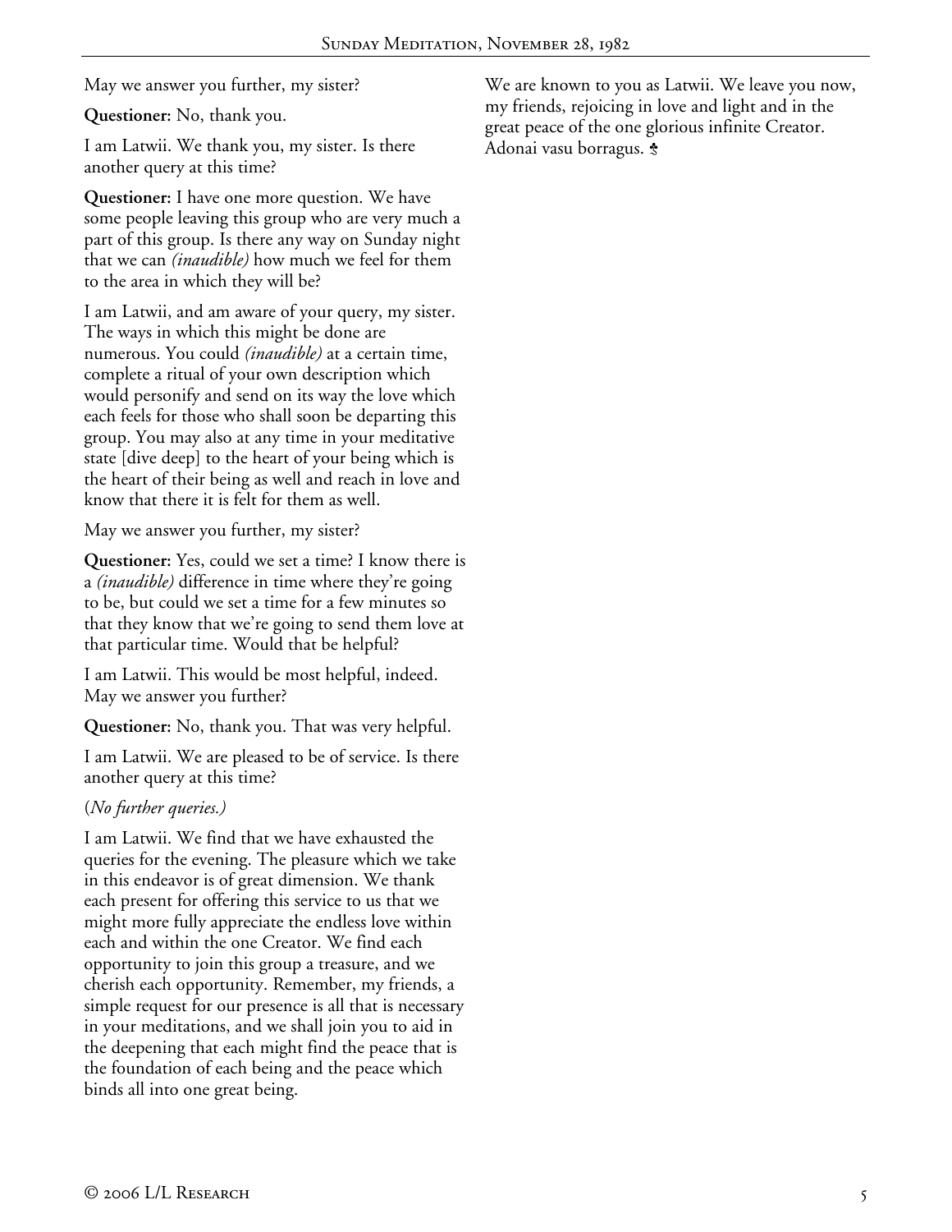May we answer you further, my sister?

**Questioner:** No, thank you.

I am Latwii. We thank you, my sister. Is there another query at this time?

**Questioner:** I have one more question. We have some people leaving this group who are very much a part of this group. Is there any way on Sunday night that we can *(inaudible)* how much we feel for them to the area in which they will be?

I am Latwii, and am aware of your query, my sister. The ways in which this might be done are numerous. You could *(inaudible)* at a certain time, complete a ritual of your own description which would personify and send on its way the love which each feels for those who shall soon be departing this group. You may also at any time in your meditative state [dive deep] to the heart of your being which is the heart of their being as well and reach in love and know that there it is felt for them as well.

May we answer you further, my sister?

**Questioner:** Yes, could we set a time? I know there is a *(inaudible)* difference in time where they're going to be, but could we set a time for a few minutes so that they know that we're going to send them love at that particular time. Would that be helpful?

I am Latwii. This would be most helpful, indeed. May we answer you further?

**Questioner:** No, thank you. That was very helpful.

I am Latwii. We are pleased to be of service. Is there another query at this time?

(*No further queries.)*

I am Latwii. We find that we have exhausted the queries for the evening. The pleasure which we take in this endeavor is of great dimension. We thank each present for offering this service to us that we might more fully appreciate the endless love within each and within the one Creator. We find each opportunity to join this group a treasure, and we cherish each opportunity. Remember, my friends, a simple request for our presence is all that is necessary in your meditations, and we shall join you to aid in the deepening that each might find the peace that is the foundation of each being and the peace which binds all into one great being.

We are known to you as Latwii. We leave you now, my friends, rejoicing in love and light and in the great peace of the one glorious infinite Creator. Adonai vasu borragus. ♱